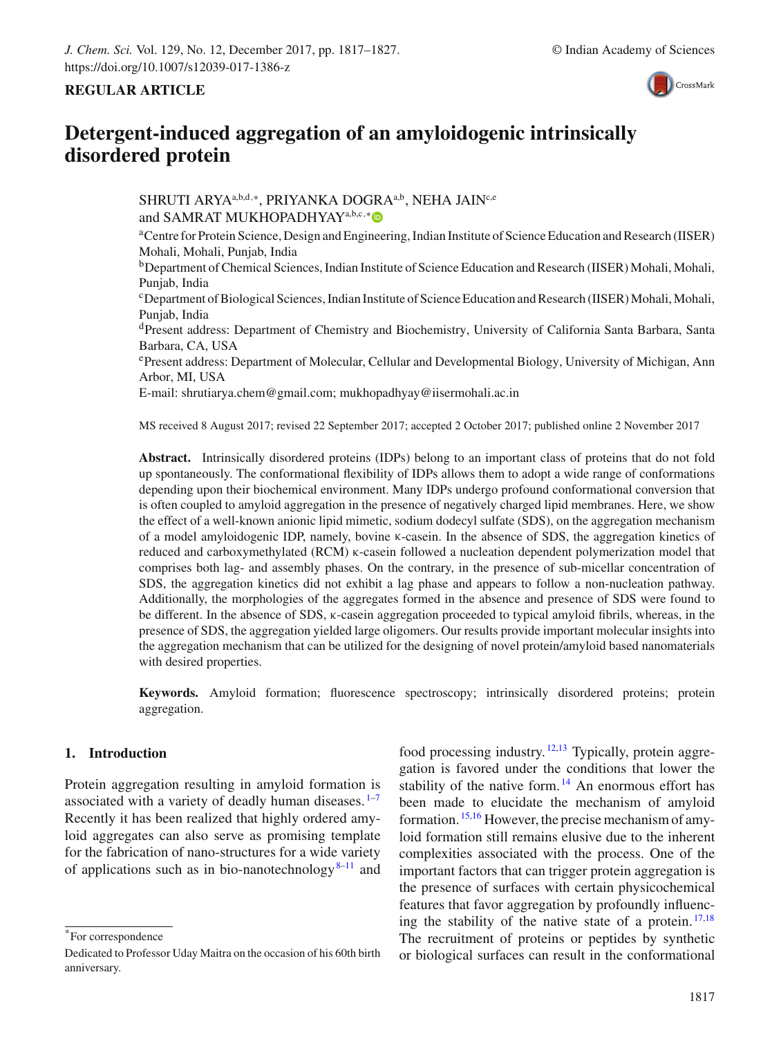REGULAR ARTICLE

# Detergent-induced aggregation of an amyloidogenic intrinsically disordered protein

SHRUTI ARYA[a,b,d,*], PRIYANKA DOGRA[a,b], NEHA JAIN[c,e] and SAMRAT MUKHOPADHYAY[a,b,c,*]

[a]Centre for Protein Science, Design and Engineering, Indian Institute of Science Education and Research (IISER) Mohali, Mohali, Punjab, India

[b]Department of Chemical Sciences, Indian Institute of Science Education and Research (IISER) Mohali, Mohali, Punjab, India

[c]Department of Biological Sciences, Indian Institute of Science Education and Research (IISER) Mohali, Mohali, Punjab, India

[d]Present address: Department of Chemistry and Biochemistry, University of California Santa Barbara, Santa Barbara, CA, USA

[e]Present address: Department of Molecular, Cellular and Developmental Biology, University of Michigan, Ann Arbor, MI, USA

E-mail: shrutiarya.chem@gmail.com; mukhopadhyay@iisermohali.ac.in

MS received 8 August 2017; revised 22 September 2017; accepted 2 October 2017; published online 2 November 2017

**Abstract.** Intrinsically disordered proteins (IDPs) belong to an important class of proteins that do not fold up spontaneously. The conformational flexibility of IDPs allows them to adopt a wide range of conformations depending upon their biochemical environment. Many IDPs undergo profound conformational conversion that is often coupled to amyloid aggregation in the presence of negatively charged lipid membranes. Here, we show the effect of a well-known anionic lipid mimetic, sodium dodecyl sulfate (SDS), on the aggregation mechanism of a model amyloidogenic IDP, namely, bovine κ-casein. In the absence of SDS, the aggregation kinetics of reduced and carboxymethylated (RCM) κ-casein followed a nucleation dependent polymerization model that comprises both lag- and assembly phases. On the contrary, in the presence of sub-micellar concentration of SDS, the aggregation kinetics did not exhibit a lag phase and appears to follow a non-nucleation pathway. Additionally, the morphologies of the aggregates formed in the absence and presence of SDS were found to be different. In the absence of SDS, κ-casein aggregation proceeded to typical amyloid fibrils, whereas, in the presence of SDS, the aggregation yielded large oligomers. Our results provide important molecular insights into the aggregation mechanism that can be utilized for the designing of novel protein/amyloid based nanomaterials with desired properties.

**Keywords.** Amyloid formation; fluorescence spectroscopy; intrinsically disordered proteins; protein aggregation.

## 1. Introduction

Protein aggregation resulting in amyloid formation is associated with a variety of deadly human diseases.[1–7] Recently it has been realized that highly ordered amyloid aggregates can also serve as promising template for the fabrication of nano-structures for a wide variety of applications such as in bio-nanotechnology[8–11] and food processing industry.[12,13] Typically, protein aggregation is favored under the conditions that lower the stability of the native form.[14] An enormous effort has been made to elucidate the mechanism of amyloid formation.[15,16] However, the precise mechanism of amyloid formation still remains elusive due to the inherent complexities associated with the process. One of the important factors that can trigger protein aggregation is the presence of surfaces with certain physicochemical features that favor aggregation by profoundly influencing the stability of the native state of a protein.[17,18] The recruitment of proteins or peptides by synthetic or biological surfaces can result in the conformational

*For correspondence

Dedicated to Professor Uday Maitra on the occasion of his 60th birth anniversary.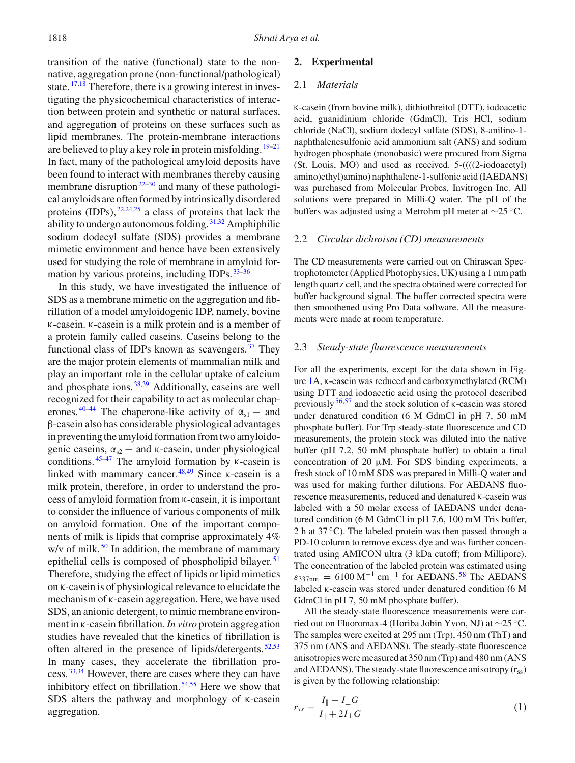transition of the native (functional) state to the non-native, aggregation prone (non-functional/pathological) state.[17,18] Therefore, there is a growing interest in investigating the physicochemical characteristics of interaction between protein and synthetic or natural surfaces, and aggregation of proteins on these surfaces such as lipid membranes. The protein-membrane interactions are believed to play a key role in protein misfolding.[19–21] In fact, many of the pathological amyloid deposits have been found to interact with membranes thereby causing membrane disruption[22–30] and many of these pathological amyloids are often formed by intrinsically disordered proteins (IDPs),[22,24,25] a class of proteins that lack the ability to undergo autonomous folding.[31,32] Amphiphilic sodium dodecyl sulfate (SDS) provides a membrane mimetic environment and hence have been extensively used for studying the role of membrane in amyloid formation by various proteins, including IDPs.[33–36]

In this study, we have investigated the influence of SDS as a membrane mimetic on the aggregation and fibrillation of a model amyloidogenic IDP, namely, bovine κ-casein. κ-casein is a milk protein and is a member of a protein family called caseins. Caseins belong to the functional class of IDPs known as scavengers.[37] They are the major protein elements of mammalian milk and play an important role in the cellular uptake of calcium and phosphate ions.[38,39] Additionally, caseins are well recognized for their capability to act as molecular chaperones.[40–44] The chaperone-like activity of $\alpha_{s1}$ – and β-casein also has considerable physiological advantages in preventing the amyloid formation from two amyloidogenic caseins, $\alpha_{s2}$ – and κ-casein, under physiological conditions.[45–47] The amyloid formation by κ-casein is linked with mammary cancer.[48,49] Since κ-casein is a milk protein, therefore, in order to understand the process of amyloid formation from κ-casein, it is important to consider the influence of various components of milk on amyloid formation. One of the important components of milk is lipids that comprise approximately 4% w/v of milk.[50] In addition, the membrane of mammary epithelial cells is composed of phospholipid bilayer.[51] Therefore, studying the effect of lipids or lipid mimetics on κ-casein is of physiological relevance to elucidate the mechanism of κ-casein aggregation. Here, we have used SDS, an anionic detergent, to mimic membrane environment in κ-casein fibrillation. *In vitro* protein aggregation studies have revealed that the kinetics of fibrillation is often altered in the presence of lipids/detergents.[52,53] In many cases, they accelerate the fibrillation process.[33,34] However, there are cases where they can have inhibitory effect on fibrillation.[54,55] Here we show that SDS alters the pathway and morphology of κ-casein aggregation.

## 2. Experimental

### 2.1 *Materials*

κ-casein (from bovine milk), dithiothreitol (DTT), iodoacetic acid, guanidinium chloride (GdmCl), Tris HCl, sodium chloride (NaCl), sodium dodecyl sulfate (SDS), 8-anilino-1-naphthalenesulfonic acid ammonium salt (ANS) and sodium hydrogen phosphate (monobasic) were procured from Sigma (St. Louis, MO) and used as received. 5-((((2-iodoacetyl) amino)ethyl)amino) naphthalene-1-sulfonic acid (IAEDANS) was purchased from Molecular Probes, Invitrogen Inc. All solutions were prepared in Milli-Q water. The pH of the buffers was adjusted using a Metrohm pH meter at ~25 °C.

### 2.2 *Circular dichroism (CD) measurements*

The CD measurements were carried out on Chirascan Spectrophotometer (Applied Photophysics, UK) using a 1 mm path length quartz cell, and the spectra obtained were corrected for buffer background signal. The buffer corrected spectra were then smoothened using Pro Data software. All the measurements were made at room temperature.

### 2.3 *Steady-state fluorescence measurements*

For all the experiments, except for the data shown in Figure 1A, κ-casein was reduced and carboxymethylated (RCM) using DTT and iodoacetic acid using the protocol described previously[56,57] and the stock solution of κ-casein was stored under denatured condition (6 M GdmCl in pH 7, 50 mM phosphate buffer). For Trp steady-state fluorescence and CD measurements, the protein stock was diluted into the native buffer (pH 7.2, 50 mM phosphate buffer) to obtain a final concentration of 20 μM. For SDS binding experiments, a fresh stock of 10 mM SDS was prepared in Milli-Q water and was used for making further dilutions. For AEDANS fluorescence measurements, reduced and denatured κ-casein was labeled with a 50 molar excess of IAEDANS under denatured condition (6 M GdmCl in pH 7.6, 100 mM Tris buffer, 2 h at 37 °C). The labeled protein was then passed through a PD-10 column to remove excess dye and was further concentrated using AMICON ultra (3 kDa cutoff; from Millipore). The concentration of the labeled protein was estimated using $\varepsilon_{337\text{nm}} = 6100\ \text{M}^{-1}\ \text{cm}^{-1}$ for AEDANS.[58] The AEDANS labeled κ-casein was stored under denatured condition (6 M GdmCl in pH 7, 50 mM phosphate buffer).

All the steady-state fluorescence measurements were carried out on Fluoromax-4 (Horiba Jobin Yvon, NJ) at ~25 °C. The samples were excited at 295 nm (Trp), 450 nm (ThT) and 375 nm (ANS and AEDANS). The steady-state fluorescence anisotropies were measured at 350 nm (Trp) and 480 nm (ANS and AEDANS). The steady-state fluorescence anisotropy ($r_{ss}$) is given by the following relationship:

$$r_{ss} = \frac{I_{\parallel} - I_{\perp}G}{I_{\parallel} + 2I_{\perp}G} \tag{1}$$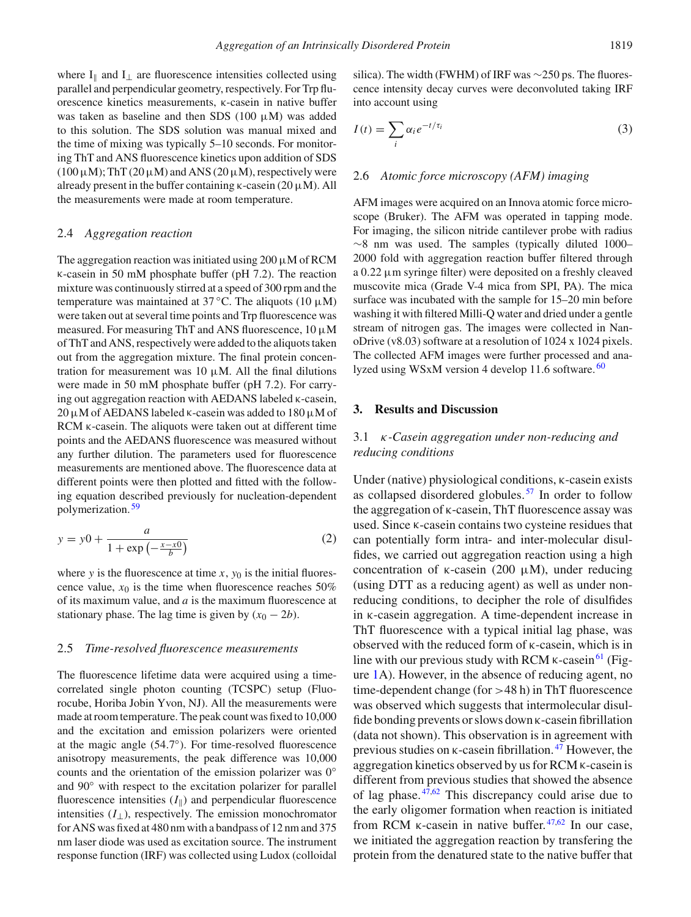where $I_{\parallel}$ and $I_{\perp}$ are fluorescence intensities collected using parallel and perpendicular geometry, respectively. For Trp fluorescence kinetics measurements, κ-casein in native buffer was taken as baseline and then SDS (100 μM) was added to this solution. The SDS solution was manual mixed and the time of mixing was typically 5–10 seconds. For monitoring ThT and ANS fluorescence kinetics upon addition of SDS (100 μM); ThT (20 μM) and ANS (20 μM), respectively were already present in the buffer containing κ-casein (20 μM). All the measurements were made at room temperature.

### 2.4 *Aggregation reaction*

The aggregation reaction was initiated using 200 μM of RCM κ-casein in 50 mM phosphate buffer (pH 7.2). The reaction mixture was continuously stirred at a speed of 300 rpm and the temperature was maintained at 37 °C. The aliquots (10 μM) were taken out at several time points and Trp fluorescence was measured. For measuring ThT and ANS fluorescence, 10 μM of ThT and ANS, respectively were added to the aliquots taken out from the aggregation mixture. The final protein concentration for measurement was 10 μM. All the final dilutions were made in 50 mM phosphate buffer (pH 7.2). For carrying out aggregation reaction with AEDANS labeled κ-casein, 20 μM of AEDANS labeled κ-casein was added to 180 μM of RCM κ-casein. The aliquots were taken out at different time points and the AEDANS fluorescence was measured without any further dilution. The parameters used for fluorescence measurements are mentioned above. The fluorescence data at different points were then plotted and fitted with the following equation described previously for nucleation-dependent polymerization.[59]

$$y = y0 + \frac{a}{1 + \exp\left(-\frac{x - x0}{b}\right)} \tag{2}$$

where $y$ is the fluorescence at time $x$, $y_0$ is the initial fluorescence value, $x_0$ is the time when fluorescence reaches 50% of its maximum value, and $a$ is the maximum fluorescence at stationary phase. The lag time is given by $(x_0 - 2b)$.

### 2.5 *Time-resolved fluorescence measurements*

The fluorescence lifetime data were acquired using a time-correlated single photon counting (TCSPC) setup (Fluorocube, Horiba Jobin Yvon, NJ). All the measurements were made at room temperature. The peak count was fixed to 10,000 and the excitation and emission polarizers were oriented at the magic angle (54.7°). For time-resolved fluorescence anisotropy measurements, the peak difference was 10,000 counts and the orientation of the emission polarizer was 0° and 90° with respect to the excitation polarizer for parallel fluorescence intensities ($I_{\parallel}$) and perpendicular fluorescence intensities ($I_{\perp}$), respectively. The emission monochromator for ANS was fixed at 480 nm with a bandpass of 12 nm and 375 nm laser diode was used as excitation source. The instrument response function (IRF) was collected using Ludox (colloidal silica). The width (FWHM) of IRF was ~250 ps. The fluorescence intensity decay curves were deconvoluted taking IRF into account using

$$I(t) = \sum_i \alpha_i e^{-t/\tau_i} \tag{3}$$

### 2.6 *Atomic force microscopy (AFM) imaging*

AFM images were acquired on an Innova atomic force microscope (Bruker). The AFM was operated in tapping mode. For imaging, the silicon nitride cantilever probe with radius ~8 nm was used. The samples (typically diluted 1000–2000 fold with aggregation reaction buffer filtered through a 0.22 μm syringe filter) were deposited on a freshly cleaved muscovite mica (Grade V-4 mica from SPI, PA). The mica surface was incubated with the sample for 15–20 min before washing it with filtered Milli-Q water and dried under a gentle stream of nitrogen gas. The images were collected in NanoDrive (v8.03) software at a resolution of 1024 x 1024 pixels. The collected AFM images were further processed and analyzed using WSxM version 4 develop 11.6 software.[60]

## 3. Results and Discussion

### 3.1 *κ-Casein aggregation under non-reducing and reducing conditions*

Under (native) physiological conditions, κ-casein exists as collapsed disordered globules.[57] In order to follow the aggregation of κ-casein, ThT fluorescence assay was used. Since κ-casein contains two cysteine residues that can potentially form intra- and inter-molecular disulfides, we carried out aggregation reaction using a high concentration of κ-casein (200 μM), under reducing (using DTT as a reducing agent) as well as under non-reducing conditions, to decipher the role of disulfides in κ-casein aggregation. A time-dependent increase in ThT fluorescence with a typical initial lag phase, was observed with the reduced form of κ-casein, which is in line with our previous study with RCM κ-casein[61] (Figure 1A). However, in the absence of reducing agent, no time-dependent change (for >48 h) in ThT fluorescence was observed which suggests that intermolecular disulfide bonding prevents or slows down κ-casein fibrillation (data not shown). This observation is in agreement with previous studies on κ-casein fibrillation.[47] However, the aggregation kinetics observed by us for RCM κ-casein is different from previous studies that showed the absence of lag phase.[47,62] This discrepancy could arise due to the early oligomer formation when reaction is initiated from RCM κ-casein in native buffer.[47,62] In our case, we initiated the aggregation reaction by transfering the protein from the denatured state to the native buffer that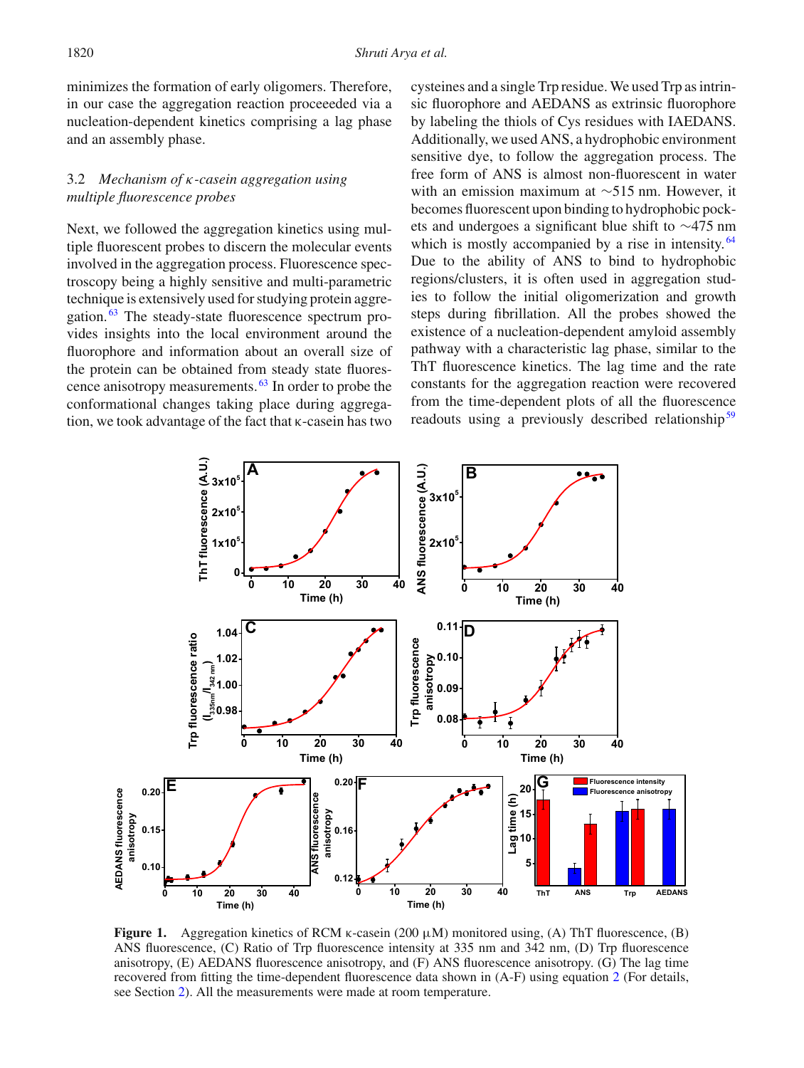minimizes the formation of early oligomers. Therefore, in our case the aggregation reaction proceeeded via a nucleation-dependent kinetics comprising a lag phase and an assembly phase.

### 3.2 *Mechanism of κ-casein aggregation using multiple fluorescence probes*

Next, we followed the aggregation kinetics using multiple fluorescent probes to discern the molecular events involved in the aggregation process. Fluorescence spectroscopy being a highly sensitive and multi-parametric technique is extensively used for studying protein aggregation.[63] The steady-state fluorescence spectrum provides insights into the local environment around the fluorophore and information about an overall size of the protein can be obtained from steady state fluorescence anisotropy measurements.[63] In order to probe the conformational changes taking place during aggregation, we took advantage of the fact that κ-casein has two cysteines and a single Trp residue. We used Trp as intrinsic fluorophore and AEDANS as extrinsic fluorophore by labeling the thiols of Cys residues with IAEDANS. Additionally, we used ANS, a hydrophobic environment sensitive dye, to follow the aggregation process. The free form of ANS is almost non-fluorescent in water with an emission maximum at ∼515 nm. However, it becomes fluorescent upon binding to hydrophobic pockets and undergoes a significant blue shift to ∼475 nm which is mostly accompanied by a rise in intensity.[64] Due to the ability of ANS to bind to hydrophobic regions/clusters, it is often used in aggregation studies to follow the initial oligomerization and growth steps during fibrillation. All the probes showed the existence of a nucleation-dependent amyloid assembly pathway with a characteristic lag phase, similar to the ThT fluorescence kinetics. The lag time and the rate constants for the aggregation reaction were recovered from the time-dependent plots of all the fluorescence readouts using a previously described relationship[59]

**Figure 1.** Aggregation kinetics of RCM κ-casein (200 μM) monitored using, (A) ThT fluorescence, (B) ANS fluorescence, (C) Ratio of Trp fluorescence intensity at 335 nm and 342 nm, (D) Trp fluorescence anisotropy, (E) AEDANS fluorescence anisotropy, and (F) ANS fluorescence anisotropy. (G) The lag time recovered from fitting the time-dependent fluorescence data shown in (A-F) using equation 2 (For details, see Section 2). All the measurements were made at room temperature.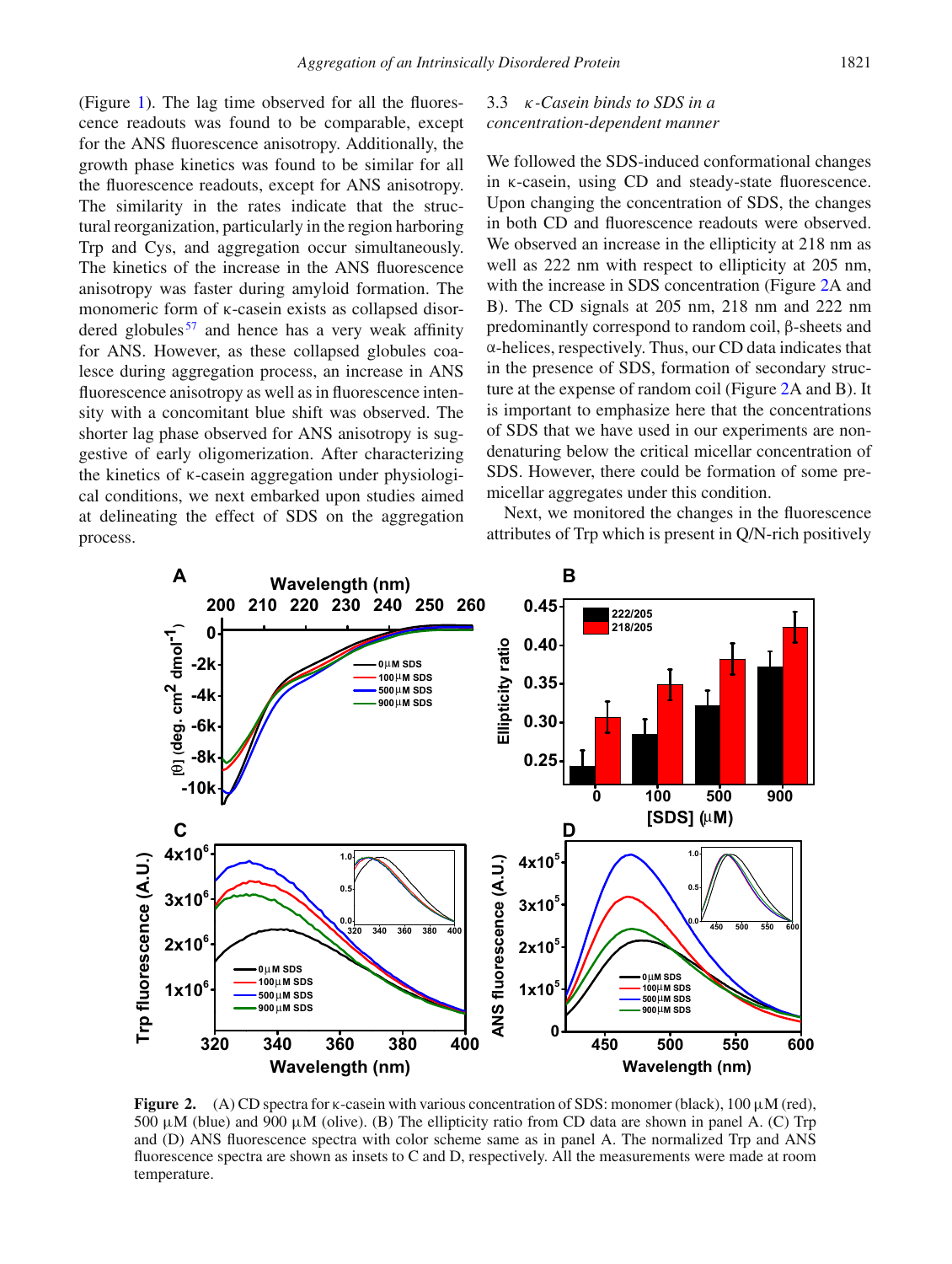(Figure 1). The lag time observed for all the fluorescence readouts was found to be comparable, except for the ANS fluorescence anisotropy. Additionally, the growth phase kinetics was found to be similar for all the fluorescence readouts, except for ANS anisotropy. The similarity in the rates indicate that the structural reorganization, particularly in the region harboring Trp and Cys, and aggregation occur simultaneously. The kinetics of the increase in the ANS fluorescence anisotropy was faster during amyloid formation. The monomeric form of κ-casein exists as collapsed disordered globules[57] and hence has a very weak affinity for ANS. However, as these collapsed globules coalesce during aggregation process, an increase in ANS fluorescence anisotropy as well as in fluorescence intensity with a concomitant blue shift was observed. The shorter lag phase observed for ANS anisotropy is suggestive of early oligomerization. After characterizing the kinetics of κ-casein aggregation under physiological conditions, we next embarked upon studies aimed at delineating the effect of SDS on the aggregation process.

### 3.3 *κ-Casein binds to SDS in a concentration-dependent manner*

We followed the SDS-induced conformational changes in κ-casein, using CD and steady-state fluorescence. Upon changing the concentration of SDS, the changes in both CD and fluorescence readouts were observed. We observed an increase in the ellipticity at 218 nm as well as 222 nm with respect to ellipticity at 205 nm, with the increase in SDS concentration (Figure 2A and B). The CD signals at 205 nm, 218 nm and 222 nm predominantly correspond to random coil, β-sheets and α-helices, respectively. Thus, our CD data indicates that in the presence of SDS, formation of secondary structure at the expense of random coil (Figure 2A and B). It is important to emphasize here that the concentrations of SDS that we have used in our experiments are non-denaturing below the critical micellar concentration of SDS. However, there could be formation of some pre-micellar aggregates under this condition.

Next, we monitored the changes in the fluorescence attributes of Trp which is present in Q/N-rich positively

**Figure 2.** (A) CD spectra for κ-casein with various concentration of SDS: monomer (black), 100 μM (red), 500 μM (blue) and 900 μM (olive). (B) The ellipticity ratio from CD data are shown in panel A. (C) Trp and (D) ANS fluorescence spectra with color scheme same as in panel A. The normalized Trp and ANS fluorescence spectra are shown as insets to C and D, respectively. All the measurements were made at room temperature.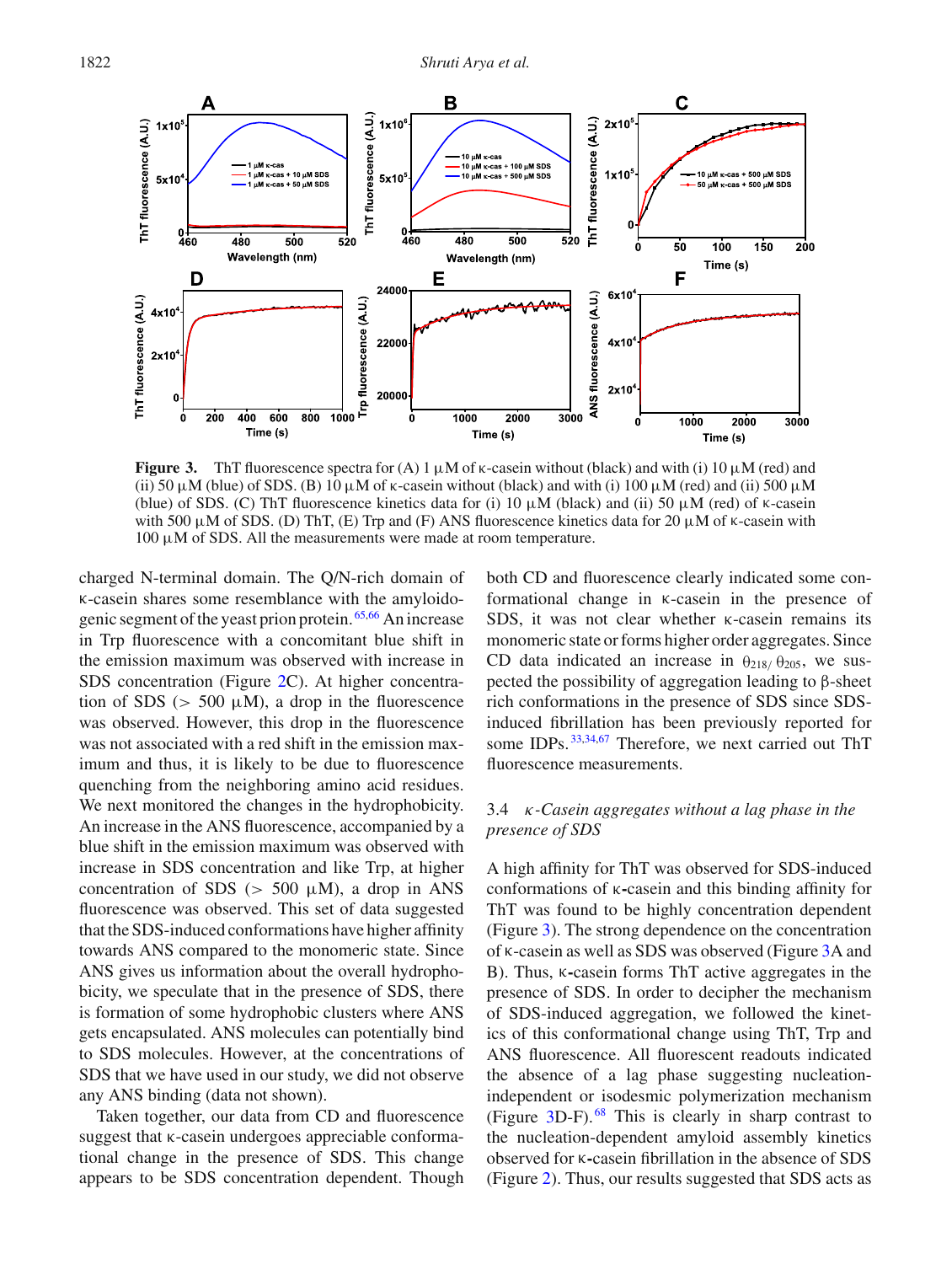**Figure 3.** ThT fluorescence spectra for (A) 1 μM of κ-casein without (black) and with (i) 10 μM (red) and (ii) 50 μM (blue) of SDS. (B) 10 μM of κ-casein without (black) and with (i) 100 μM (red) and (ii) 500 μM (blue) of SDS. (C) ThT fluorescence kinetics data for (i) 10 μM (black) and (ii) 50 μM (red) of κ-casein with 500 μM of SDS. (D) ThT, (E) Trp and (F) ANS fluorescence kinetics data for 20 μM of κ-casein with 100 μM of SDS. All the measurements were made at room temperature.

charged N-terminal domain. The Q/N-rich domain of κ-casein shares some resemblance with the amyloidogenic segment of the yeast prion protein.[65,66] An increase in Trp fluorescence with a concomitant blue shift in the emission maximum was observed with increase in SDS concentration (Figure 2C). At higher concentration of SDS (> 500 μM), a drop in the fluorescence was observed. However, this drop in the fluorescence was not associated with a red shift in the emission maximum and thus, it is likely to be due to fluorescence quenching from the neighboring amino acid residues. We next monitored the changes in the hydrophobicity. An increase in the ANS fluorescence, accompanied by a blue shift in the emission maximum was observed with increase in SDS concentration and like Trp, at higher concentration of SDS (> 500 μM), a drop in ANS fluorescence was observed. This set of data suggested that the SDS-induced conformations have higher affinity towards ANS compared to the monomeric state. Since ANS gives us information about the overall hydrophobicity, we speculate that in the presence of SDS, there is formation of some hydrophobic clusters where ANS gets encapsulated. ANS molecules can potentially bind to SDS molecules. However, at the concentrations of SDS that we have used in our study, we did not observe any ANS binding (data not shown).

Taken together, our data from CD and fluorescence suggest that κ-casein undergoes appreciable conformational change in the presence of SDS. This change appears to be SDS concentration dependent. Though both CD and fluorescence clearly indicated some conformational change in κ-casein in the presence of SDS, it was not clear whether κ-casein remains its monomeric state or forms higher order aggregates. Since CD data indicated an increase in $\theta_{218}/\theta_{205}$, we suspected the possibility of aggregation leading to β-sheet rich conformations in the presence of SDS since SDS-induced fibrillation has been previously reported for some IDPs.[33,34,67] Therefore, we next carried out ThT fluorescence measurements.

### 3.4 *κ-Casein aggregates without a lag phase in the presence of SDS*

A high affinity for ThT was observed for SDS-induced conformations of κ-casein and this binding affinity for ThT was found to be highly concentration dependent (Figure 3). The strong dependence on the concentration of κ-casein as well as SDS was observed (Figure 3A and B). Thus, κ-casein forms ThT active aggregates in the presence of SDS. In order to decipher the mechanism of SDS-induced aggregation, we followed the kinetics of this conformational change using ThT, Trp and ANS fluorescence. All fluorescent readouts indicated the absence of a lag phase suggesting nucleation-independent or isodesmic polymerization mechanism (Figure 3D-F).[68] This is clearly in sharp contrast to the nucleation-dependent amyloid assembly kinetics observed for κ-casein fibrillation in the absence of SDS (Figure 2). Thus, our results suggested that SDS acts as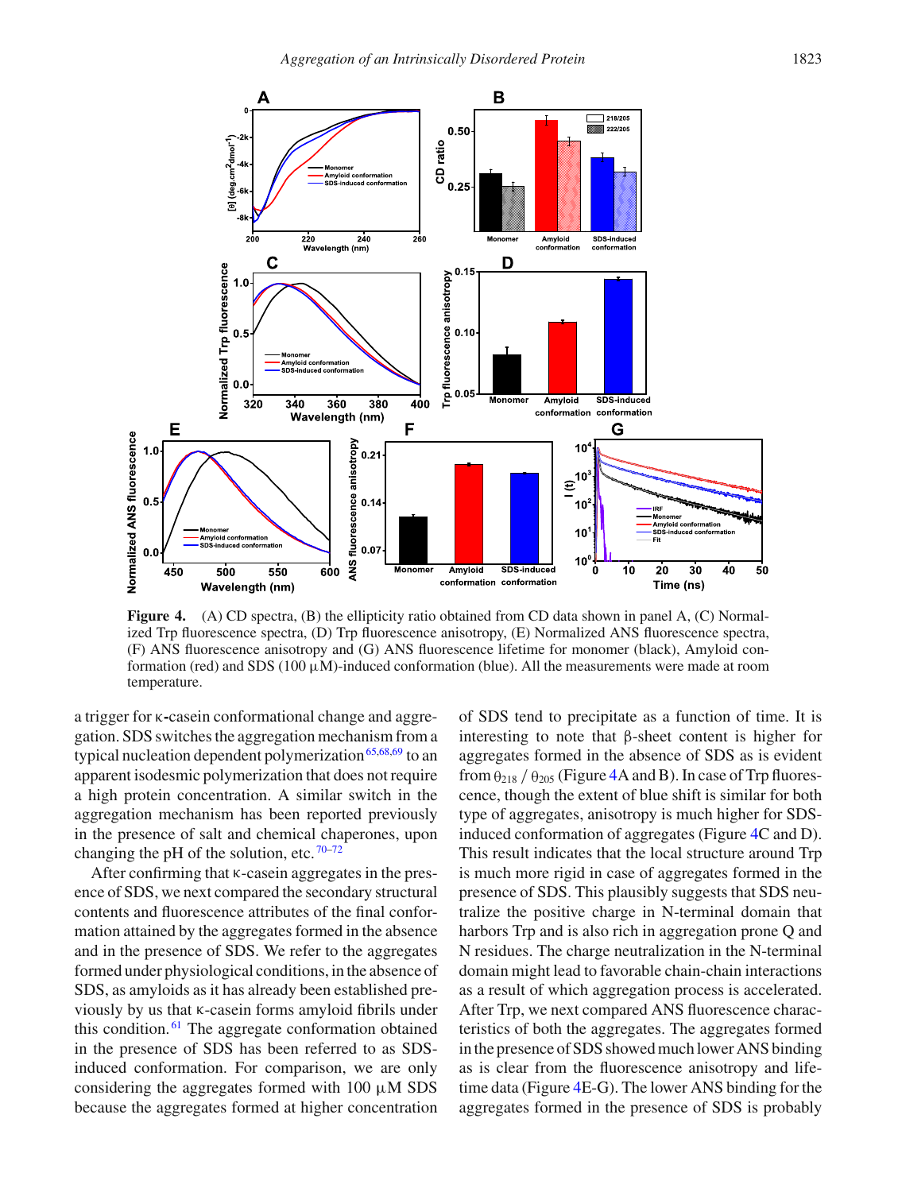**Figure 4.** (A) CD spectra, (B) the ellipticity ratio obtained from CD data shown in panel A, (C) Normalized Trp fluorescence spectra, (D) Trp fluorescence anisotropy, (E) Normalized ANS fluorescence spectra, (F) ANS fluorescence anisotropy and (G) ANS fluorescence lifetime for monomer (black), Amyloid conformation (red) and SDS (100 μM)-induced conformation (blue). All the measurements were made at room temperature.

a trigger for κ-casein conformational change and aggregation. SDS switches the aggregation mechanism from a typical nucleation dependent polymerization[65,68,69] to an apparent isodesmic polymerization that does not require a high protein concentration. A similar switch in the aggregation mechanism has been reported previously in the presence of salt and chemical chaperones, upon changing the pH of the solution, etc.[70–72]

After confirming that κ-casein aggregates in the presence of SDS, we next compared the secondary structural contents and fluorescence attributes of the final conformation attained by the aggregates formed in the absence and in the presence of SDS. We refer to the aggregates formed under physiological conditions, in the absence of SDS, as amyloids as it has already been established previously by us that κ-casein forms amyloid fibrils under this condition.[61] The aggregate conformation obtained in the presence of SDS has been referred to as SDS-induced conformation. For comparison, we are only considering the aggregates formed with 100 μM SDS because the aggregates formed at higher concentration of SDS tend to precipitate as a function of time. It is interesting to note that β-sheet content is higher for aggregates formed in the absence of SDS as is evident from $\theta_{218}$ / $\theta_{205}$ (Figure 4A and B). In case of Trp fluorescence, though the extent of blue shift is similar for both type of aggregates, anisotropy is much higher for SDS-induced conformation of aggregates (Figure 4C and D). This result indicates that the local structure around Trp is much more rigid in case of aggregates formed in the presence of SDS. This plausibly suggests that SDS neutralize the positive charge in N-terminal domain that harbors Trp and is also rich in aggregation prone Q and N residues. The charge neutralization in the N-terminal domain might lead to favorable chain-chain interactions as a result of which aggregation process is accelerated. After Trp, we next compared ANS fluorescence characteristics of both the aggregates. The aggregates formed in the presence of SDS showed much lower ANS binding as is clear from the fluorescence anisotropy and lifetime data (Figure 4E-G). The lower ANS binding for the aggregates formed in the presence of SDS is probably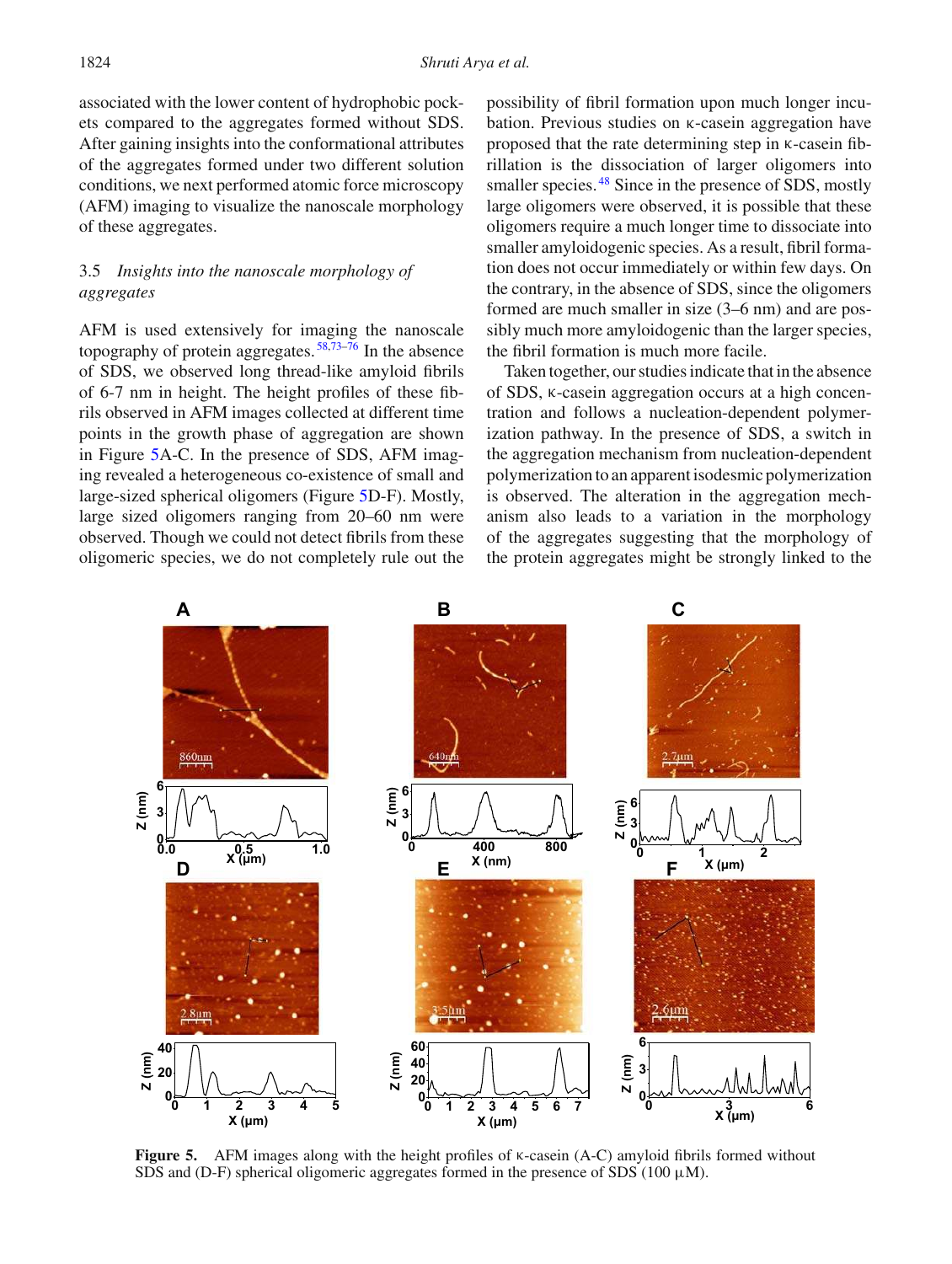associated with the lower content of hydrophobic pockets compared to the aggregates formed without SDS. After gaining insights into the conformational attributes of the aggregates formed under two different solution conditions, we next performed atomic force microscopy (AFM) imaging to visualize the nanoscale morphology of these aggregates.

### 3.5 *Insights into the nanoscale morphology of aggregates*

AFM is used extensively for imaging the nanoscale topography of protein aggregates.[58,73–76] In the absence of SDS, we observed long thread-like amyloid fibrils of 6-7 nm in height. The height profiles of these fibrils observed in AFM images collected at different time points in the growth phase of aggregation are shown in Figure 5A-C. In the presence of SDS, AFM imaging revealed a heterogeneous co-existence of small and large-sized spherical oligomers (Figure 5D-F). Mostly, large sized oligomers ranging from 20–60 nm were observed. Though we could not detect fibrils from these oligomeric species, we do not completely rule out the possibility of fibril formation upon much longer incubation. Previous studies on κ-casein aggregation have proposed that the rate determining step in κ-casein fibrillation is the dissociation of larger oligomers into smaller species.[48] Since in the presence of SDS, mostly large oligomers were observed, it is possible that these oligomers require a much longer time to dissociate into smaller amyloidogenic species. As a result, fibril formation does not occur immediately or within few days. On the contrary, in the absence of SDS, since the oligomers formed are much smaller in size (3–6 nm) and are possibly much more amyloidogenic than the larger species, the fibril formation is much more facile.

Taken together, our studies indicate that in the absence of SDS, κ-casein aggregation occurs at a high concentration and follows a nucleation-dependent polymerization pathway. In the presence of SDS, a switch in the aggregation mechanism from nucleation-dependent polymerization to an apparent isodesmic polymerization is observed. The alteration in the aggregation mechanism also leads to a variation in the morphology of the aggregates suggesting that the morphology of the protein aggregates might be strongly linked to the

**Figure 5.** AFM images along with the height profiles of κ-casein (A-C) amyloid fibrils formed without SDS and (D-F) spherical oligomeric aggregates formed in the presence of SDS (100 μM).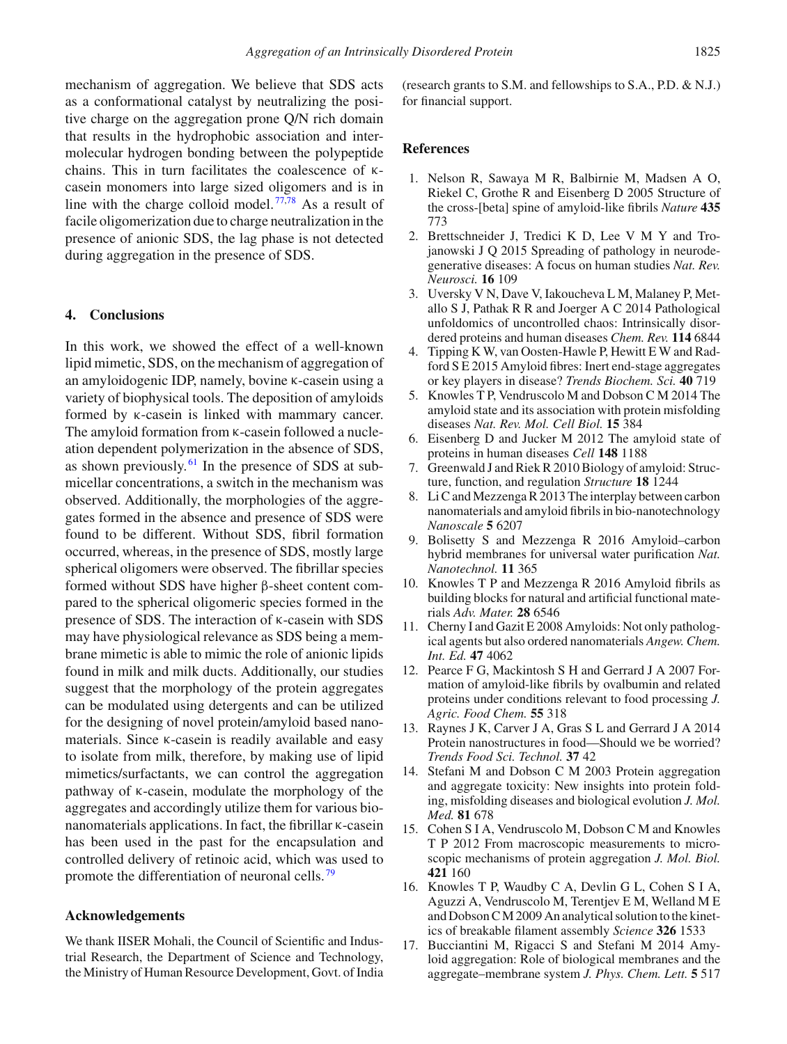mechanism of aggregation. We believe that SDS acts as a conformational catalyst by neutralizing the positive charge on the aggregation prone Q/N rich domain that results in the hydrophobic association and intermolecular hydrogen bonding between the polypeptide chains. This in turn facilitates the coalescence of κ-casein monomers into large sized oligomers and is in line with the charge colloid model.[77,78] As a result of facile oligomerization due to charge neutralization in the presence of anionic SDS, the lag phase is not detected during aggregation in the presence of SDS.

## 4. Conclusions

In this work, we showed the effect of a well-known lipid mimetic, SDS, on the mechanism of aggregation of an amyloidogenic IDP, namely, bovine κ-casein using a variety of biophysical tools. The deposition of amyloids formed by κ-casein is linked with mammary cancer. The amyloid formation from κ-casein followed a nucleation dependent polymerization in the absence of SDS, as shown previously.[61] In the presence of SDS at submicellar concentrations, a switch in the mechanism was observed. Additionally, the morphologies of the aggregates formed in the absence and presence of SDS were found to be different. Without SDS, fibril formation occurred, whereas, in the presence of SDS, mostly large spherical oligomers were observed. The fibrillar species formed without SDS have higher β-sheet content compared to the spherical oligomeric species formed in the presence of SDS. The interaction of κ-casein with SDS may have physiological relevance as SDS being a membrane mimetic is able to mimic the role of anionic lipids found in milk and milk ducts. Additionally, our studies suggest that the morphology of the protein aggregates can be modulated using detergents and can be utilized for the designing of novel protein/amyloid based nanomaterials. Since κ-casein is readily available and easy to isolate from milk, therefore, by making use of lipid mimetics/surfactants, we can control the aggregation pathway of κ-casein, modulate the morphology of the aggregates and accordingly utilize them for various bionanomaterials applications. In fact, the fibrillar κ-casein has been used in the past for the encapsulation and controlled delivery of retinoic acid, which was used to promote the differentiation of neuronal cells.[79]

## Acknowledgements

We thank IISER Mohali, the Council of Scientific and Industrial Research, the Department of Science and Technology, the Ministry of Human Resource Development, Govt. of India (research grants to S.M. and fellowships to S.A., P.D. & N.J.) for financial support.

## References

1. Nelson R, Sawaya M R, Balbirnie M, Madsen A O, Riekel C, Grothe R and Eisenberg D 2005 Structure of the cross-[beta] spine of amyloid-like fibrils *Nature* **435** 773
2. Brettschneider J, Tredici K D, Lee V M Y and Trojanowski J Q 2015 Spreading of pathology in neurodegenerative diseases: A focus on human studies *Nat. Rev. Neurosci.* **16** 109
3. Uversky V N, Dave V, Iakoucheva L M, Malaney P, Metallo S J, Pathak R R and Joerger A C 2014 Pathological unfoldomics of uncontrolled chaos: Intrinsically disordered proteins and human diseases *Chem. Rev.* **114** 6844
4. Tipping K W, van Oosten-Hawle P, Hewitt E W and Radford S E 2015 Amyloid fibres: Inert end-stage aggregates or key players in disease? *Trends Biochem. Sci.* **40** 719
5. Knowles T P, Vendruscolo M and Dobson C M 2014 The amyloid state and its association with protein misfolding diseases *Nat. Rev. Mol. Cell Biol.* **15** 384
6. Eisenberg D and Jucker M 2012 The amyloid state of proteins in human diseases *Cell* **148** 1188
7. Greenwald J and Riek R 2010 Biology of amyloid: Structure, function, and regulation *Structure* **18** 1244
8. Li C and Mezzenga R 2013 The interplay between carbon nanomaterials and amyloid fibrils in bio-nanotechnology *Nanoscale* **5** 6207
9. Bolisetty S and Mezzenga R 2016 Amyloid–carbon hybrid membranes for universal water purification *Nat. Nanotechnol.* **11** 365
10. Knowles T P and Mezzenga R 2016 Amyloid fibrils as building blocks for natural and artificial functional materials *Adv. Mater.* **28** 6546
11. Cherny I and Gazit E 2008 Amyloids: Not only pathological agents but also ordered nanomaterials *Angew. Chem. Int. Ed.* **47** 4062
12. Pearce F G, Mackintosh S H and Gerrard J A 2007 Formation of amyloid-like fibrils by ovalbumin and related proteins under conditions relevant to food processing *J. Agric. Food Chem.* **55** 318
13. Raynes J K, Carver J A, Gras S L and Gerrard J A 2014 Protein nanostructures in food—Should we be worried? *Trends Food Sci. Technol.* **37** 42
14. Stefani M and Dobson C M 2003 Protein aggregation and aggregate toxicity: New insights into protein folding, misfolding diseases and biological evolution *J. Mol. Med.* **81** 678
15. Cohen S I A, Vendruscolo M, Dobson C M and Knowles T P 2012 From macroscopic measurements to microscopic mechanisms of protein aggregation *J. Mol. Biol.* **421** 160
16. Knowles T P, Waudby C A, Devlin G L, Cohen S I A, Aguzzi A, Vendruscolo M, Terentjev E M, Welland M E and Dobson C M 2009 An analytical solution to the kinetics of breakable filament assembly *Science* **326** 1533
17. Bucciantini M, Rigacci S and Stefani M 2014 Amyloid aggregation: Role of biological membranes and the aggregate–membrane system *J. Phys. Chem. Lett.* **5** 517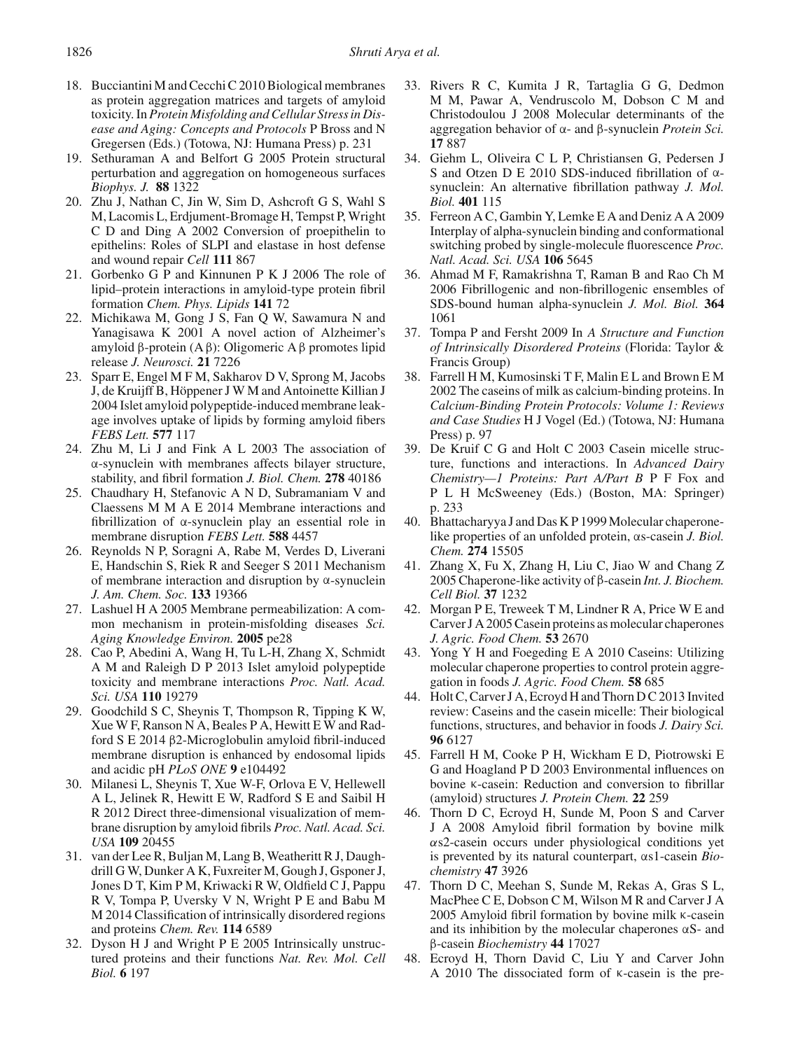18. Bucciantini M and Cecchi C 2010 Biological membranes as protein aggregation matrices and targets of amyloid toxicity. In *Protein Misfolding and Cellular Stress in Disease and Aging: Concepts and Protocols* P Bross and N Gregersen (Eds.) (Totowa, NJ: Humana Press) p. 231
19. Sethuraman A and Belfort G 2005 Protein structural perturbation and aggregation on homogeneous surfaces *Biophys. J.* **88** 1322
20. Zhu J, Nathan C, Jin W, Sim D, Ashcroft G S, Wahl S M, Lacomis L, Erdjument-Bromage H, Tempst P, Wright C D and Ding A 2002 Conversion of proepithelin to epithelins: Roles of SLPI and elastase in host defense and wound repair *Cell* **111** 867
21. Gorbenko G P and Kinnunen P K J 2006 The role of lipid–protein interactions in amyloid-type protein fibril formation *Chem. Phys. Lipids* **141** 72
22. Michikawa M, Gong J S, Fan Q W, Sawamura N and Yanagisawa K 2001 A novel action of Alzheimer's amyloid β-protein (Aβ): Oligomeric Aβ promotes lipid release *J. Neurosci.* **21** 7226
23. Sparr E, Engel M F M, Sakharov D V, Sprong M, Jacobs J, de Kruijff B, Höppener J W M and Antoinette Killian J 2004 Islet amyloid polypeptide-induced membrane leakage involves uptake of lipids by forming amyloid fibers *FEBS Lett.* **577** 117
24. Zhu M, Li J and Fink A L 2003 The association of α-synuclein with membranes affects bilayer structure, stability, and fibril formation *J. Biol. Chem.* **278** 40186
25. Chaudhary H, Stefanovic A N D, Subramaniam V and Claessens M M A E 2014 Membrane interactions and fibrillization of α-synuclein play an essential role in membrane disruption *FEBS Lett.* **588** 4457
26. Reynolds N P, Soragni A, Rabe M, Verdes D, Liverani E, Handschin S, Riek R and Seeger S 2011 Mechanism of membrane interaction and disruption by α-synuclein *J. Am. Chem. Soc.* **133** 19366
27. Lashuel H A 2005 Membrane permeabilization: A common mechanism in protein-misfolding diseases *Sci. Aging Knowledge Environ.* **2005** pe28
28. Cao P, Abedini A, Wang H, Tu L-H, Zhang X, Schmidt A M and Raleigh D P 2013 Islet amyloid polypeptide toxicity and membrane interactions *Proc. Natl. Acad. Sci. USA* **110** 19279
29. Goodchild S C, Sheynis T, Thompson R, Tipping K W, Xue W F, Ranson N A, Beales P A, Hewitt E W and Radford S E 2014 β2-Microglobulin amyloid fibril-induced membrane disruption is enhanced by endosomal lipids and acidic pH *PLoS ONE* **9** e104492
30. Milanesi L, Sheynis T, Xue W-F, Orlova E V, Hellewell A L, Jelinek R, Hewitt E W, Radford S E and Saibil H R 2012 Direct three-dimensional visualization of membrane disruption by amyloid fibrils *Proc. Natl. Acad. Sci. USA* **109** 20455
31. van der Lee R, Buljan M, Lang B, Weatheritt R J, Daughdrill G W, Dunker A K, Fuxreiter M, Gough J, Gsponer J, Jones D T, Kim P M, Kriwacki R W, Oldfield C J, Pappu R V, Tompa P, Uversky V N, Wright P E and Babu M M 2014 Classification of intrinsically disordered regions and proteins *Chem. Rev.* **114** 6589
32. Dyson H J and Wright P E 2005 Intrinsically unstructured proteins and their functions *Nat. Rev. Mol. Cell Biol.* **6** 197
33. Rivers R C, Kumita J R, Tartaglia G G, Dedmon M M, Pawar A, Vendruscolo M, Dobson C M and Christodoulou J 2008 Molecular determinants of the aggregation behavior of α- and β-synuclein *Protein Sci.* **17** 887
34. Giehm L, Oliveira C L P, Christiansen G, Pedersen J S and Otzen D E 2010 SDS-induced fibrillation of α-synuclein: An alternative fibrillation pathway *J. Mol. Biol.* **401** 115
35. Ferreon A C, Gambin Y, Lemke E A and Deniz A A 2009 Interplay of alpha-synuclein binding and conformational switching probed by single-molecule fluorescence *Proc. Natl. Acad. Sci. USA* **106** 5645
36. Ahmad M F, Ramakrishna T, Raman B and Rao Ch M 2006 Fibrillogenic and non-fibrillogenic ensembles of SDS-bound human alpha-synuclein *J. Mol. Biol.* **364** 1061
37. Tompa P and Fersht 2009 In *A Structure and Function of Intrinsically Disordered Proteins* (Florida: Taylor & Francis Group)
38. Farrell H M, Kumosinski T F, Malin E L and Brown E M 2002 The caseins of milk as calcium-binding proteins. In *Calcium-Binding Protein Protocols: Volume 1: Reviews and Case Studies* H J Vogel (Ed.) (Totowa, NJ: Humana Press) p. 97
39. De Kruif C G and Holt C 2003 Casein micelle structure, functions and interactions. In *Advanced Dairy Chemistry—1 Proteins: Part A/Part B* P F Fox and P L H McSweeney (Eds.) (Boston, MA: Springer) p. 233
40. Bhattacharyya J and Das K P 1999 Molecular chaperone-like properties of an unfolded protein, αs-casein *J. Biol. Chem.* **274** 15505
41. Zhang X, Fu X, Zhang H, Liu C, Jiao W and Chang Z 2005 Chaperone-like activity of β-casein *Int. J. Biochem. Cell Biol.* **37** 1232
42. Morgan P E, Treweek T M, Lindner R A, Price W E and Carver J A 2005 Casein proteins as molecular chaperones *J. Agric. Food Chem.* **53** 2670
43. Yong Y H and Foegeding E A 2010 Caseins: Utilizing molecular chaperone properties to control protein aggregation in foods *J. Agric. Food Chem.* **58** 685
44. Holt C, Carver J A, Ecroyd H and Thorn D C 2013 Invited review: Caseins and the casein micelle: Their biological functions, structures, and behavior in foods *J. Dairy Sci.* **96** 6127
45. Farrell H M, Cooke P H, Wickham E D, Piotrowski E G and Hoagland P D 2003 Environmental influences on bovine κ-casein: Reduction and conversion to fibrillar (amyloid) structures *J. Protein Chem.* **22** 259
46. Thorn D C, Ecroyd H, Sunde M, Poon S and Carver J A 2008 Amyloid fibril formation by bovine milk αs2-casein occurs under physiological conditions yet is prevented by its natural counterpart, αs1-casein *Biochemistry* **47** 3926
47. Thorn D C, Meehan S, Sunde M, Rekas A, Gras S L, MacPhee C E, Dobson C M, Wilson M R and Carver J A 2005 Amyloid fibril formation by bovine milk κ-casein and its inhibition by the molecular chaperones αS- and β-casein *Biochemistry* **44** 17027
48. Ecroyd H, Thorn David C, Liu Y and Carver John A 2010 The dissociated form of κ-casein is the pre-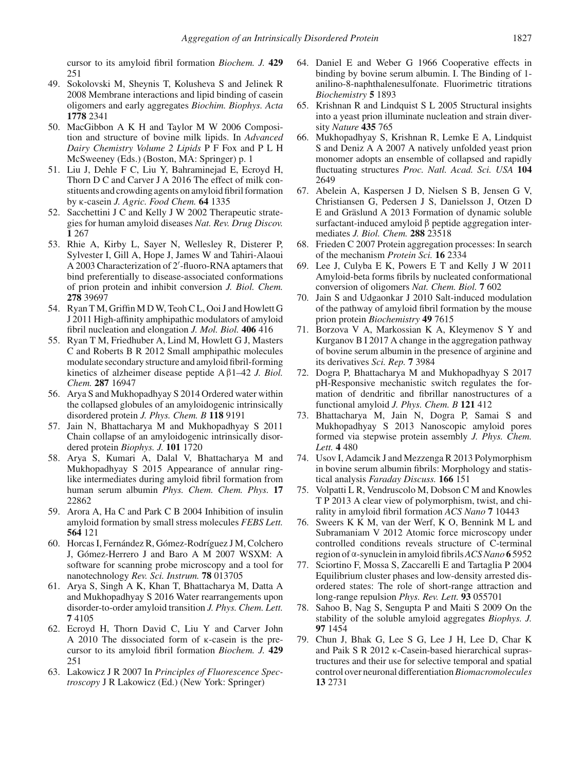cursor to its amyloid fibril formation *Biochem. J.* **429** 251

49. Sokolovski M, Sheynis T, Kolusheva S and Jelinek R 2008 Membrane interactions and lipid binding of casein oligomers and early aggregates *Biochim. Biophys. Acta* **1778** 2341
50. MacGibbon A K H and Taylor M W 2006 Composition and structure of bovine milk lipids. In *Advanced Dairy Chemistry Volume 2 Lipids* P F Fox and P L H McSweeney (Eds.) (Boston, MA: Springer) p. 1
51. Liu J, Dehle F C, Liu Y, Bahraminejad E, Ecroyd H, Thorn D C and Carver J A 2016 The effect of milk constituents and crowding agents on amyloid fibril formation by κ-casein *J. Agric. Food Chem.* **64** 1335
52. Sacchettini J C and Kelly J W 2002 Therapeutic strategies for human amyloid diseases *Nat. Rev. Drug Discov.* **1** 267
53. Rhie A, Kirby L, Sayer N, Wellesley R, Disterer P, Sylvester I, Gill A, Hope J, James W and Tahiri-Alaoui A 2003 Characterization of 2′-fluoro-RNA aptamers that bind preferentially to disease-associated conformations of prion protein and inhibit conversion *J. Biol. Chem.* **278** 39697
54. Ryan T M, Griffin M D W, Teoh C L, Ooi J and Howlett G J 2011 High-affinity amphipathic modulators of amyloid fibril nucleation and elongation *J. Mol. Biol.* **406** 416
55. Ryan T M, Friedhuber A, Lind M, Howlett G J, Masters C and Roberts B R 2012 Small amphipathic molecules modulate secondary structure and amyloid fibril-forming kinetics of alzheimer disease peptide Aβ1–42 *J. Biol. Chem.* **287** 16947
56. Arya S and Mukhopadhyay S 2014 Ordered water within the collapsed globules of an amyloidogenic intrinsically disordered protein *J. Phys. Chem. B* **118** 9191
57. Jain N, Bhattacharya M and Mukhopadhyay S 2011 Chain collapse of an amyloidogenic intrinsically disordered protein *Biophys. J.* **101** 1720
58. Arya S, Kumari A, Dalal V, Bhattacharya M and Mukhopadhyay S 2015 Appearance of annular ring-like intermediates during amyloid fibril formation from human serum albumin *Phys. Chem. Chem. Phys.* **17** 22862
59. Arora A, Ha C and Park C B 2004 Inhibition of insulin amyloid formation by small stress molecules *FEBS Lett.* **564** 121
60. Horcas I, Fernández R, Gómez-Rodríguez J M, Colchero J, Gómez-Herrero J and Baro A M 2007 WSXM: A software for scanning probe microscopy and a tool for nanotechnology *Rev. Sci. Instrum.* **78** 013705
61. Arya S, Singh A K, Khan T, Bhattacharya M, Datta A and Mukhopadhyay S 2016 Water rearrangements upon disorder-to-order amyloid transition *J. Phys. Chem. Lett.* **7** 4105
62. Ecroyd H, Thorn David C, Liu Y and Carver John A 2010 The dissociated form of κ-casein is the precursor to its amyloid fibril formation *Biochem. J.* **429** 251
63. Lakowicz J R 2007 In *Principles of Fluorescence Spectroscopy* J R Lakowicz (Ed.) (New York: Springer)
64. Daniel E and Weber G 1966 Cooperative effects in binding by bovine serum albumin. I. The Binding of 1-anilino-8-naphthalenesulfonate. Fluorimetric titrations *Biochemistry* **5** 1893
65. Krishnan R and Lindquist S L 2005 Structural insights into a yeast prion illuminate nucleation and strain diversity *Nature* **435** 765
66. Mukhopadhyay S, Krishnan R, Lemke E A, Lindquist S and Deniz A A 2007 A natively unfolded yeast prion monomer adopts an ensemble of collapsed and rapidly fluctuating structures *Proc. Natl. Acad. Sci. USA* **104** 2649
67. Abelein A, Kaspersen J D, Nielsen S B, Jensen G V, Christiansen G, Pedersen J S, Danielsson J, Otzen D E and Gräslund A 2013 Formation of dynamic soluble surfactant-induced amyloid β peptide aggregation intermediates *J. Biol. Chem.* **288** 23518
68. Frieden C 2007 Protein aggregation processes: In search of the mechanism *Protein Sci.* **16** 2334
69. Lee J, Culyba E K, Powers E T and Kelly J W 2011 Amyloid-beta forms fibrils by nucleated conformational conversion of oligomers *Nat. Chem. Biol.* **7** 602
70. Jain S and Udgaonkar J 2010 Salt-induced modulation of the pathway of amyloid fibril formation by the mouse prion protein *Biochemistry* **49** 7615
71. Borzova V A, Markossian K A, Kleymenov S Y and Kurganov B I 2017 A change in the aggregation pathway of bovine serum albumin in the presence of arginine and its derivatives *Sci. Rep.* **7** 3984
72. Dogra P, Bhattacharya M and Mukhopadhyay S 2017 pH-Responsive mechanistic switch regulates the formation of dendritic and fibrillar nanostructures of a functional amyloid *J. Phys. Chem. B* **121** 412
73. Bhattacharya M, Jain N, Dogra P, Samai S and Mukhopadhyay S 2013 Nanoscopic amyloid pores formed via stepwise protein assembly *J. Phys. Chem. Lett.* **4** 480
74. Usov I, Adamcik J and Mezzenga R 2013 Polymorphism in bovine serum albumin fibrils: Morphology and statistical analysis *Faraday Discuss.* **166** 151
75. Volpatti L R, Vendruscolo M, Dobson C M and Knowles T P 2013 A clear view of polymorphism, twist, and chirality in amyloid fibril formation *ACS Nano* **7** 10443
76. Sweers K K M, van der Werf, K O, Bennink M L and Subramaniam V 2012 Atomic force microscopy under controlled conditions reveals structure of C-terminal region of α-synuclein in amyloid fibrils *ACS Nano* **6** 5952
77. Sciortino F, Mossa S, Zaccarelli E and Tartaglia P 2004 Equilibrium cluster phases and low-density arrested disordered states: The role of short-range attraction and long-range repulsion *Phys. Rev. Lett.* **93** 055701
78. Sahoo B, Nag S, Sengupta P and Maiti S 2009 On the stability of the soluble amyloid aggregates *Biophys. J.* **97** 1454
79. Chun J, Bhak G, Lee S G, Lee J H, Lee D, Char K and Paik S R 2012 κ-Casein-based hierarchical suprastructures and their use for selective temporal and spatial control over neuronal differentiation *Biomacromolecules* **13** 2731